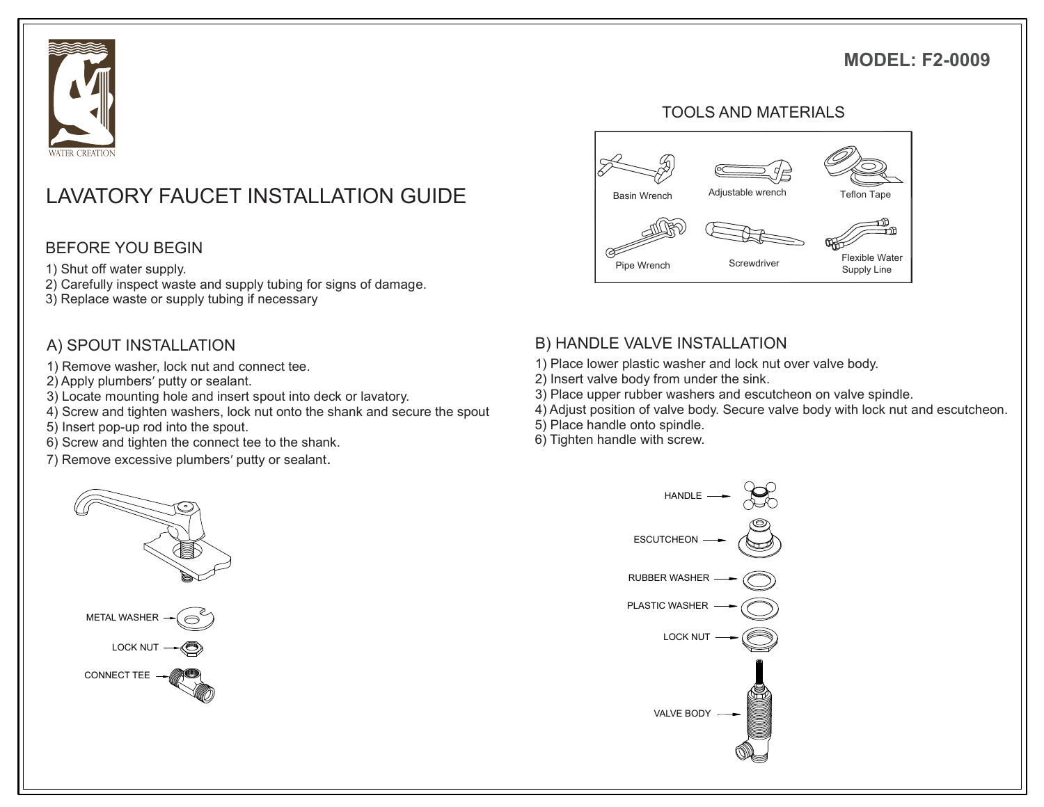WATER CREATION

**MODEL: F2-0009**

# LAVATORY FAUCET INSTALLATION GUIDE

## TOOLS AND MATERIALS

- Basin Wrench
- Adjustable wrench
- Teflon Tape
- Pipe Wrench
- Screwdriver
- Flexible Water Supply Line

## BEFORE YOU BEGIN

1) Shut off water supply.
2) Carefully inspect waste and supply tubing for signs of damage.
3) Replace waste or supply tubing if necessary

## A) SPOUT INSTALLATION

1) Remove washer, lock nut and connect tee.
2) Apply plumbers′ putty or sealant.
3) Locate mounting hole and insert spout into deck or lavatory.
4) Screw and tighten washers, lock nut onto the shank and secure the spout
5) Insert pop-up rod into the spout.
6) Screw and tighten the connect tee to the shank.
7) Remove excessive plumbers′ putty or sealant.

METAL WASHER

LOCK NUT

CONNECT TEE

## B) HANDLE VALVE INSTALLATION

1) Place lower plastic washer and lock nut over valve body.
2) Insert valve body from under the sink.
3) Place upper rubber washers and escutcheon on valve spindle.
4) Adjust position of valve body. Secure valve body with lock nut and escutcheon.
5) Place handle onto spindle.
6) Tighten handle with screw.

HANDLE

ESCUTCHEON

RUBBER WASHER

PLASTIC WASHER

LOCK NUT

VALVE BODY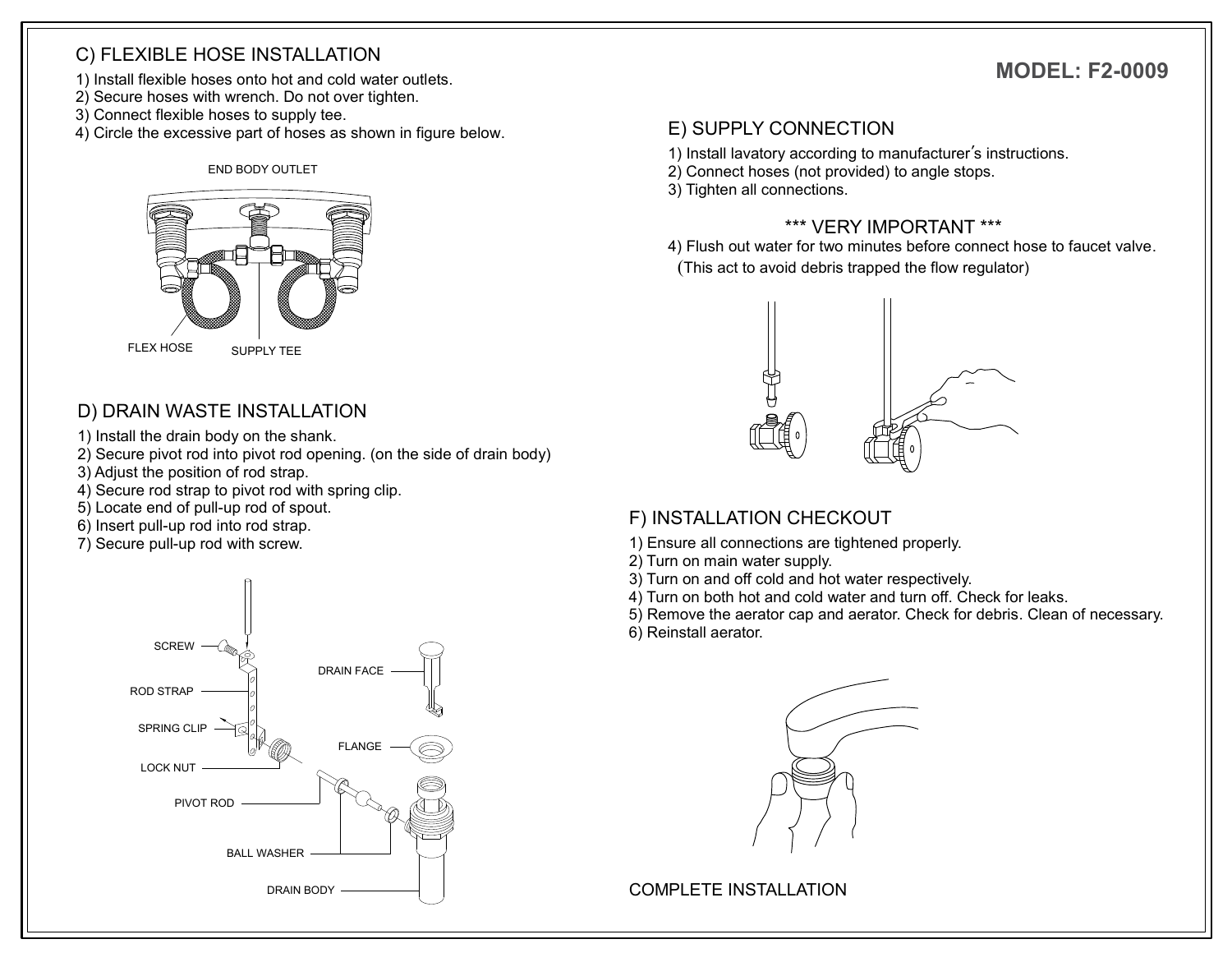## MODEL: F2-0009

## C) FLEXIBLE HOSE INSTALLATION

1) Install flexible hoses onto hot and cold water outlets.
2) Secure hoses with wrench. Do not over tighten.
3) Connect flexible hoses to supply tee.
4) Circle the excessive part of hoses as shown in figure below.

END BODY OUTLET

FLEX HOSE

SUPPLY TEE

## D) DRAIN WASTE INSTALLATION

1) Install the drain body on the shank.
2) Secure pivot rod into pivot rod opening. (on the side of drain body)
3) Adjust the position of rod strap.
4) Secure rod strap to pivot rod with spring clip.
5) Locate end of pull-up rod of spout.
6) Insert pull-up rod into rod strap.
7) Secure pull-up rod with screw.

SCREW

ROD STRAP

SPRING CLIP

LOCK NUT

PIVOT ROD

BALL WASHER

DRAIN BODY

DRAIN FACE

FLANGE

## E) SUPPLY CONNECTION

1) Install lavatory according to manufacturer's instructions.
2) Connect hoses (not provided) to angle stops.
3) Tighten all connections.

*** VERY IMPORTANT ***

4) Flush out water for two minutes before connect hose to faucet valve.
(This act to avoid debris trapped the flow regulator)

## F) INSTALLATION CHECKOUT

1) Ensure all connections are tightened properly.
2) Turn on main water supply.
3) Turn on and off cold and hot water respectively.
4) Turn on both hot and cold water and turn off. Check for leaks.
5) Remove the aerator cap and aerator. Check for debris. Clean of necessary.
6) Reinstall aerator.

COMPLETE INSTALLATION